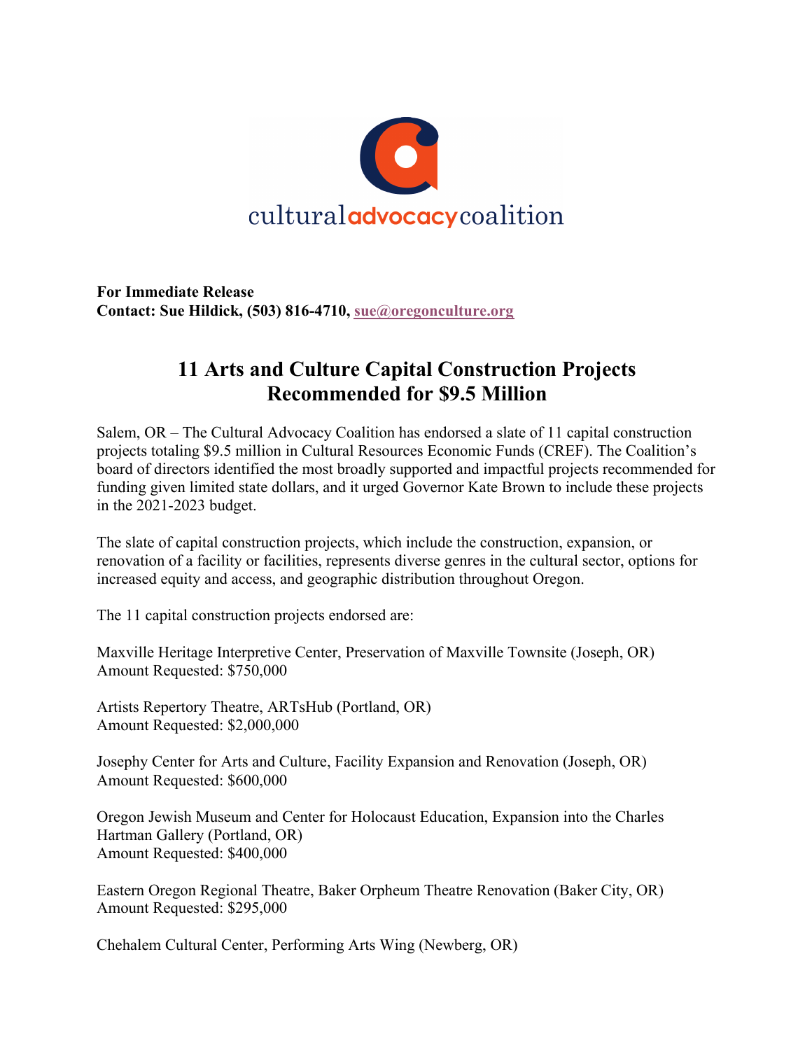**For Immediate Release**
**Contact: Sue Hildick, (503) 816-4710, sue@oregonculture.org**

# 11 Arts and Culture Capital Construction Projects Recommended for $9.5 Million

Salem, OR – The Cultural Advocacy Coalition has endorsed a slate of 11 capital construction projects totaling $9.5 million in Cultural Resources Economic Funds (CREF). The Coalition's board of directors identified the most broadly supported and impactful projects recommended for funding given limited state dollars, and it urged Governor Kate Brown to include these projects in the 2021-2023 budget.

The slate of capital construction projects, which include the construction, expansion, or renovation of a facility or facilities, represents diverse genres in the cultural sector, options for increased equity and access, and geographic distribution throughout Oregon.

The 11 capital construction projects endorsed are:

Maxville Heritage Interpretive Center, Preservation of Maxville Townsite (Joseph, OR)
Amount Requested: $750,000

Artists Repertory Theatre, ARTsHub (Portland, OR)
Amount Requested: $2,000,000

Josephy Center for Arts and Culture, Facility Expansion and Renovation (Joseph, OR)
Amount Requested: $600,000

Oregon Jewish Museum and Center for Holocaust Education, Expansion into the Charles Hartman Gallery (Portland, OR)
Amount Requested: $400,000

Eastern Oregon Regional Theatre, Baker Orpheum Theatre Renovation (Baker City, OR)
Amount Requested: $295,000

Chehalem Cultural Center, Performing Arts Wing (Newberg, OR)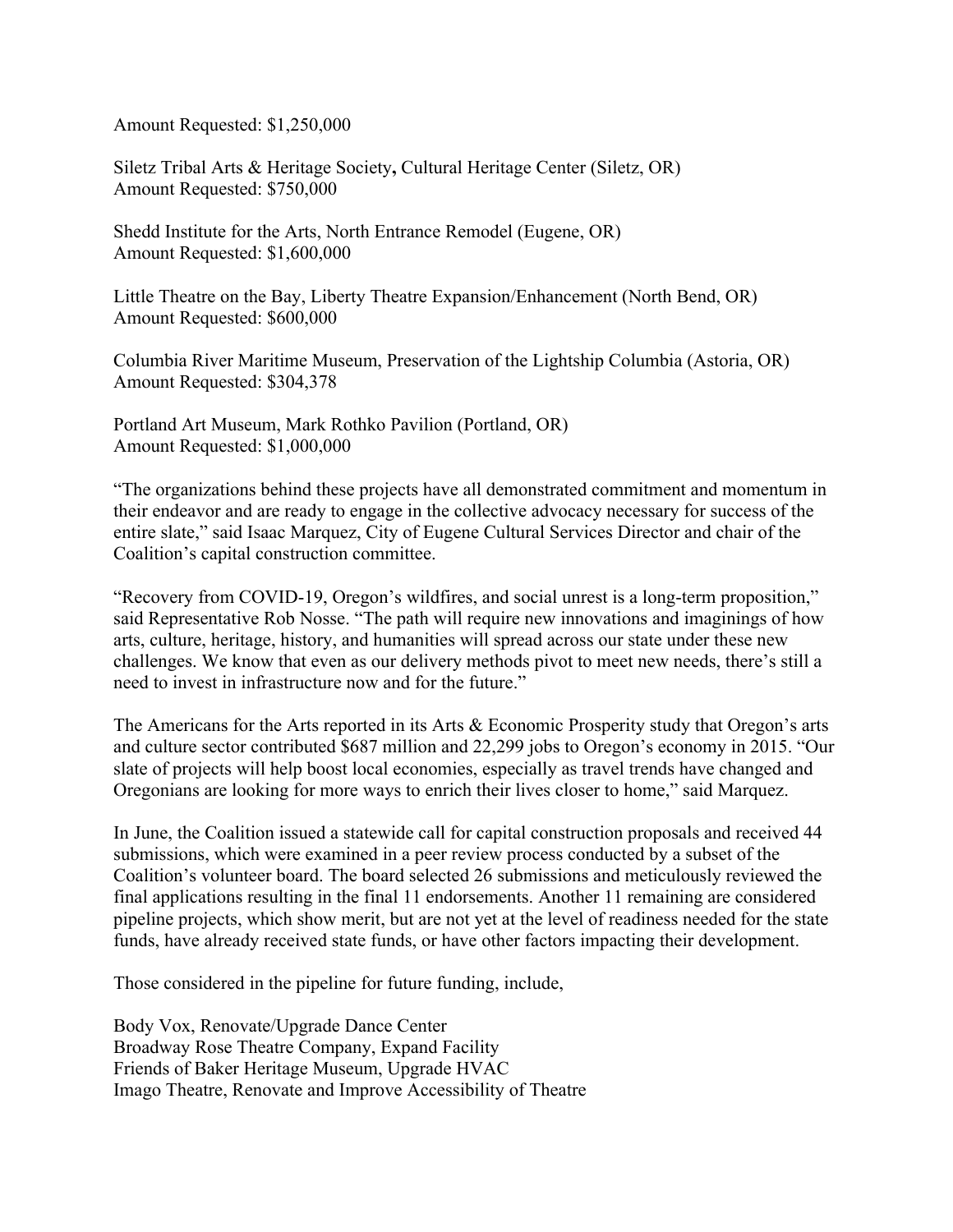Amount Requested: $1,250,000

Siletz Tribal Arts & Heritage Society**,** Cultural Heritage Center (Siletz, OR)
Amount Requested: $750,000

Shedd Institute for the Arts, North Entrance Remodel (Eugene, OR)
Amount Requested: $1,600,000

Little Theatre on the Bay, Liberty Theatre Expansion/Enhancement (North Bend, OR)
Amount Requested: $600,000

Columbia River Maritime Museum, Preservation of the Lightship Columbia (Astoria, OR)
Amount Requested: $304,378

Portland Art Museum, Mark Rothko Pavilion (Portland, OR)
Amount Requested: $1,000,000

"The organizations behind these projects have all demonstrated commitment and momentum in their endeavor and are ready to engage in the collective advocacy necessary for success of the entire slate," said Isaac Marquez, City of Eugene Cultural Services Director and chair of the Coalition's capital construction committee.

"Recovery from COVID-19, Oregon's wildfires, and social unrest is a long-term proposition," said Representative Rob Nosse. "The path will require new innovations and imaginings of how arts, culture, heritage, history, and humanities will spread across our state under these new challenges. We know that even as our delivery methods pivot to meet new needs, there's still a need to invest in infrastructure now and for the future."

The Americans for the Arts reported in its Arts & Economic Prosperity study that Oregon's arts and culture sector contributed $687 million and 22,299 jobs to Oregon's economy in 2015. "Our slate of projects will help boost local economies, especially as travel trends have changed and Oregonians are looking for more ways to enrich their lives closer to home," said Marquez.

In June, the Coalition issued a statewide call for capital construction proposals and received 44 submissions, which were examined in a peer review process conducted by a subset of the Coalition's volunteer board. The board selected 26 submissions and meticulously reviewed the final applications resulting in the final 11 endorsements. Another 11 remaining are considered pipeline projects, which show merit, but are not yet at the level of readiness needed for the state funds, have already received state funds, or have other factors impacting their development.

Those considered in the pipeline for future funding, include,

Body Vox, Renovate/Upgrade Dance Center
Broadway Rose Theatre Company, Expand Facility
Friends of Baker Heritage Museum, Upgrade HVAC
Imago Theatre, Renovate and Improve Accessibility of Theatre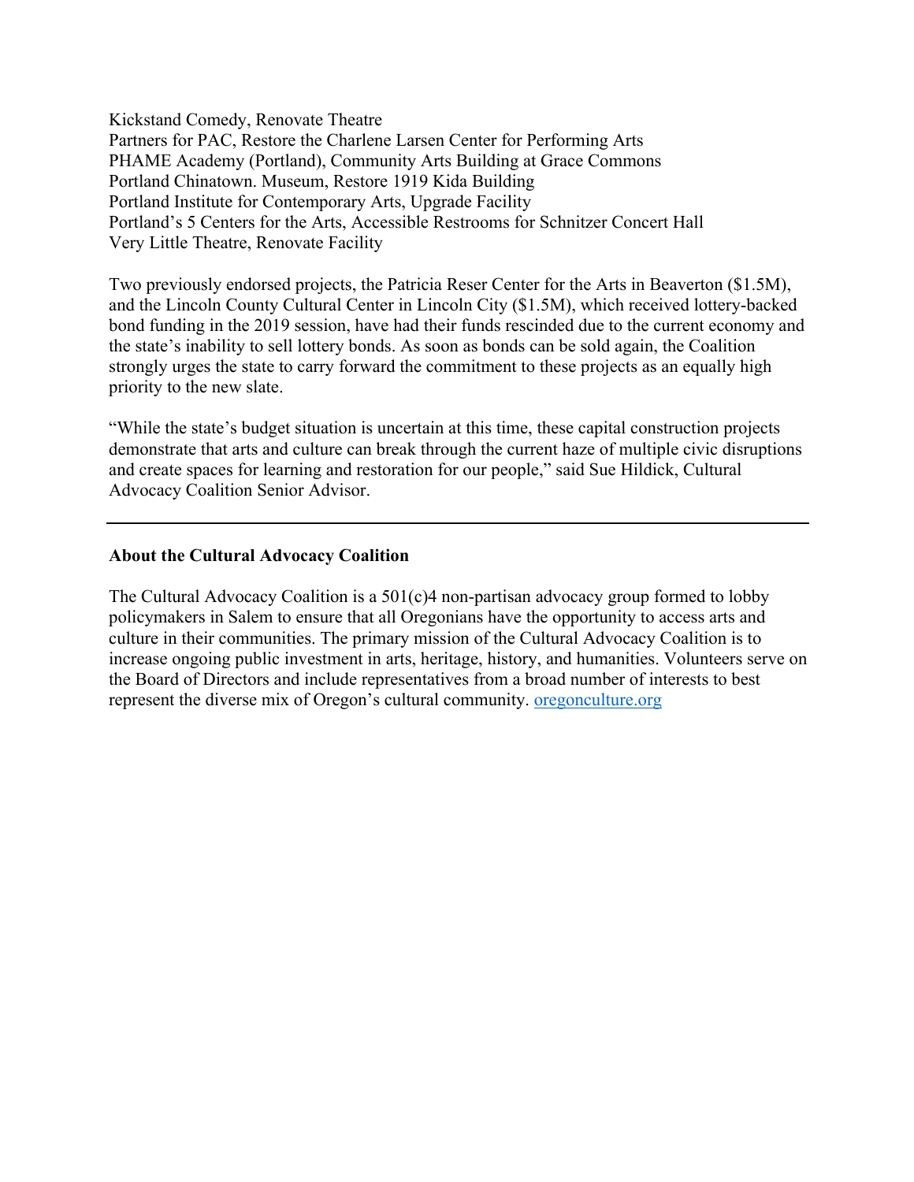Kickstand Comedy, Renovate Theatre
Partners for PAC, Restore the Charlene Larsen Center for Performing Arts
PHAME Academy (Portland), Community Arts Building at Grace Commons
Portland Chinatown. Museum, Restore 1919 Kida Building
Portland Institute for Contemporary Arts, Upgrade Facility
Portland's 5 Centers for the Arts, Accessible Restrooms for Schnitzer Concert Hall
Very Little Theatre, Renovate Facility

Two previously endorsed projects, the Patricia Reser Center for the Arts in Beaverton ($1.5M), and the Lincoln County Cultural Center in Lincoln City ($1.5M), which received lottery-backed bond funding in the 2019 session, have had their funds rescinded due to the current economy and the state's inability to sell lottery bonds. As soon as bonds can be sold again, the Coalition strongly urges the state to carry forward the commitment to these projects as an equally high priority to the new slate.

"While the state's budget situation is uncertain at this time, these capital construction projects demonstrate that arts and culture can break through the current haze of multiple civic disruptions and create spaces for learning and restoration for our people," said Sue Hildick, Cultural Advocacy Coalition Senior Advisor.

---

**About the Cultural Advocacy Coalition**

The Cultural Advocacy Coalition is a 501(c)4 non-partisan advocacy group formed to lobby policymakers in Salem to ensure that all Oregonians have the opportunity to access arts and culture in their communities. The primary mission of the Cultural Advocacy Coalition is to increase ongoing public investment in arts, heritage, history, and humanities. Volunteers serve on the Board of Directors and include representatives from a broad number of interests to best represent the diverse mix of Oregon's cultural community. oregonculture.org